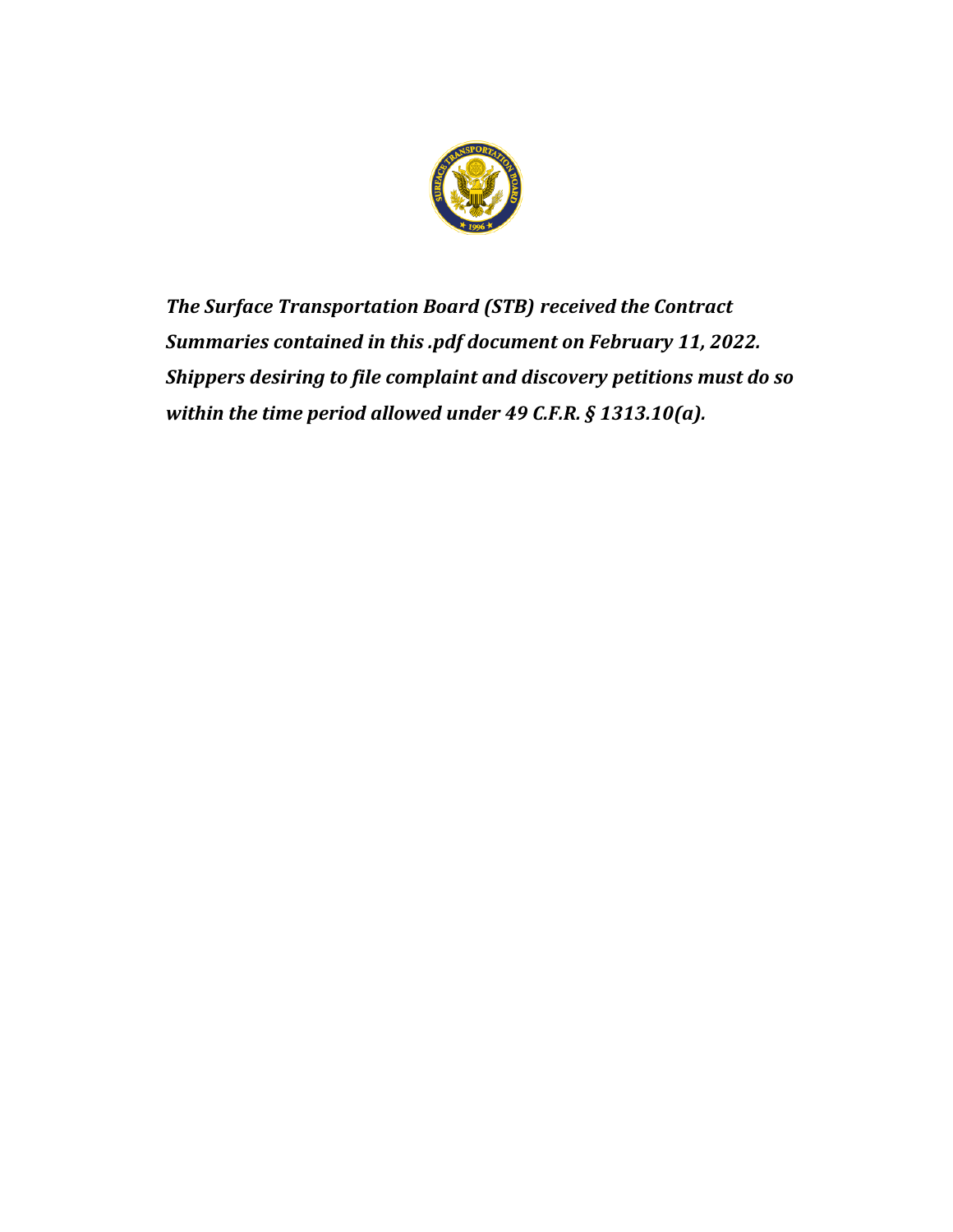***The Surface Transportation Board (STB) received the Contract Summaries contained in this .pdf document on February 11, 2022. Shippers desiring to file complaint and discovery petitions must do so within the time period allowed under 49 C.F.R. § 1313.10(a).***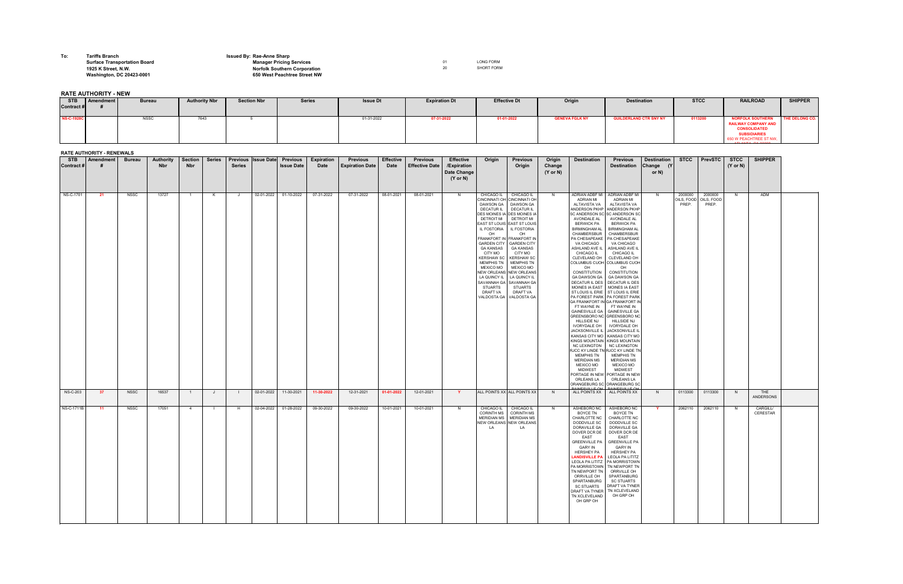**To:** Tariffs Branch
Surface Transportation Board
1925 K Street, N.W.
Washington, DC 20423-0001

**Issued By:** Rae-Anne Sharp
Manager Pricing Services
Norfolk Southern Corporation
650 West Peachtree Street NW

01 LONG FORM
20 SHORT FORM

## RATE AUTHORITY - NEW

| STB Contract # | Amendment # | Bureau | Authority Nbr | Section Nbr | Series | Issue Dt | Expiration Dt | Effective Dt | Origin | Destination | STCC | RAILROAD | SHIPPER |
|---|---|---|---|---|---|---|---|---|---|---|---|---|---|
| NS-C-1928C | | NSSC | 7643 | 5 | | 01-31-2022 | 07-31-2022 | 01-01-2022 | GENEVA FGLK NY | GUILDERLAND CTR SNY NY | 0113200 | NORFOLK SOUTHERN RAILWAY COMPANY AND CONSOLIDATED SUBSIDIARIES 650 W PEACHTREE ST NW, | THE DELONG CO. |

## RATE AUTHORITY - RENEWALS

| STB Contract # | Amendment # | Bureau | Authority Nbr | Section Nbr | Series | Previous Series | Issue Date | Previous Issue Date | Expiration Date | Previous Expiration Date | Effective Date | Previous Effective Date | Effective /Expiration Date Change (Y or N) | Origin | Previous Origin | Origin Change (Y or N) | Destination | Previous Destination | Destination Change (Y or N) | STCC | PrevSTC | STCC (Y or N) | SHIPPER |
|---|---|---|---|---|---|---|---|---|---|---|---|---|---|---|---|---|---|---|---|---|---|---|---|
| NS-C-1701 | 21 | NSSC | 13727 | 1 | K | J | 02-01-2022 | 01-10-2022 | 07-31-2022 | 07-31-2022 | 08-01-2021 | 08-01-2021 | N | CHICAGO IL CINCINNATI OH DAWSON GA DECATUR IL DES MOINES IA DETROIT MI EAST ST LOUIS IL FOSTORIA OH FRANKFORT IN GARDEN CITY GA KANSAS CITY MO KERSHAW SC MEMPHIS TN MEXICO MO NEW ORLEANS LA QUINCY IL SAVANNAH GA STUARTS DRAFT VA VALDOSTA GA | CHICAGO IL CINCINNATI OH DAWSON GA DECATUR IL DES MOINES IA DETROIT MI EAST ST LOUIS IL FOSTORIA OH FRANKFORT IN GARDEN CITY GA KANSAS CITY MO KERSHAW SC MEMPHIS TN MEXICO MO NEW ORLEANS LA QUINCY IL SAVANNAH GA STUARTS DRAFT VA VALDOSTA GA | N | ADRIAN ADBF MI ADRIAN MI ALTAVISTA VA ANDERSON PKHP SC ANDERSON SC AVONDALE AL BERWICK PA BIRMINGHAM AL CHAMBERSBUR PA CHESAPEAKE VA CHICAGO ASHLAND AVE IL CHICAGO IL CLEVELAND OH COLUMBUS CUOH OH CONSTITUTION GA DAWSON GA DECATUR IL DES MOINES IA EAST ST LOUIS IL ERIE PA FOREST PARK GA FRANKFORT IN FT WAYNE IN GAINESVILLE GA GREENSBORO NC HILLSIDE NJ IVORYDALE OH JACKSONVILLE IL KANSAS CITY MO KINGS MOUNTAIN NC LEXINGTON RJCC KY LINDE TN MEMPHIS TN MERIDIAN MS MEXICO MO MIDWEST PORTAGE IN NEW ORLEANS LA ORANGEBURG SC PAINESVILLE OH | ADRIAN ADBF MI ADRIAN MI ALTAVISTA VA ANDERSON PKHP SC ANDERSON SC AVONDALE AL BERWICK PA BIRMINGHAM AL CHAMBERSBUR PA CHESAPEAKE VA CHICAGO ASHLAND AVE IL CHICAGO IL CLEVELAND OH COLUMBUS CUOH OH CONSTITUTION GA DAWSON GA DECATUR IL DES MOINES IA EAST ST LOUIS IL ERIE PA FOREST PARK GA FRANKFORT IN FT WAYNE IN GAINESVILLE GA GREENSBORO NC HILLSIDE NJ IVORYDALE OH JACKSONVILLE IL KANSAS CITY MO KINGS MOUNTAIN NC LEXINGTON RJCC KY LINDE TN MEMPHIS TN MERIDIAN MS MEXICO MO MIDWEST PORTAGE IN NEW ORLEANS LA ORANGEBURG SC PAINESVILLE OH | N | 2000000 OILS, FOOD PREP. | 2000000 OILS, FOOD PREP. | N | ADM |
| NS-C-203 | 37 | NSSC | 16537 | 1 | J | I | 02-01-2022 | 11-30-2021 | 11-30-2022 | 12-31-2021 | 01-01-2022 | 12-01-2021 | Y | ALL POINTS XX | ALL POINTS XX | N | ALL POINTS XX | ALL POINTS XX | N | 0113300 | 0113300 | N | THE ANDERSONS |
| NS-C-1711B | 11 | NSSC | 17051 | 4 | I | H | 02-04-2022 | 01-28-2022 | 09-30-2022 | 09-30-2022 | 10-01-2021 | 10-01-2021 | N | CHICAGO IL CORINTH MS MERIDIAN MS NEW ORLEANS LA | CHICAGO IL CORINTH MS MERIDIAN MS NEW ORLEANS LA | N | ASHEBORO NC BOYCE TN CHARLOTTE NC DODDVILLE SC DORAVILLE GA DOVER DCR DE EAST GREENVILLE PA GARY IN HERSHEY PA LANDISVILLE PA LEOLA PA LITITZ PA MORRISTOWN TN NEWPORT TN ORRVILLE OH SPARTANBURG SC STUARTS DRAFT VA TYNER TN XCLEVELAND OH GRP OH | ASHEBORO NC BOYCE TN CHARLOTTE NC DODDVILLE SC DORAVILLE GA DOVER DCR DE EAST GREENVILLE PA GARY IN HERSHEY PA LEOLA PA LITITZ PA MORRISTOWN TN NEWPORT TN ORRVILLE OH SPARTANBURG SC STUARTS DRAFT VA TYNER TN XCLEVELAND OH GRP OH | Y | 2062110 | 2062110 | N | CARGILL/ CERESTAR |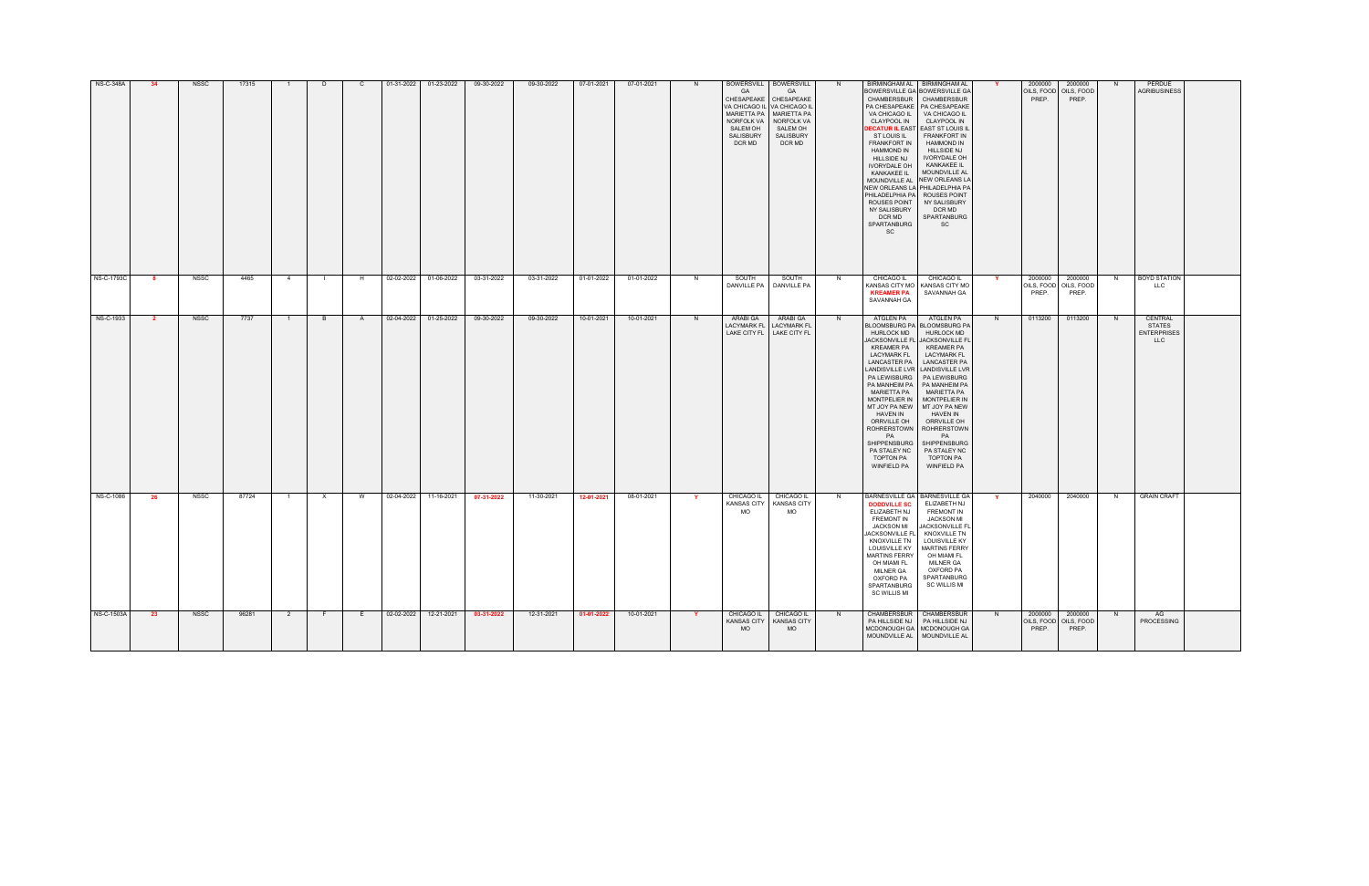| | | | | | | | | | | | | | | | | | | | | | | | | |
|---|---|---|---|---|---|---|---|---|---|---|---|---|---|---|---|---|---|---|---|---|---|---|---|---|
| NS-C-348A | 34 | NSSC | 17315 | 1 | D | C | 01-31-2022 | 01-23-2022 | 09-30-2022 | 09-30-2022 | 07-01-2021 | 07-01-2021 | N | BOWERSVILL GA CHESAPEAKE VA CHICAGO IL MARIETTA PA NORFOLK VA SALEM OH SALISBURY DCR MD | BOWERSVILL GA CHESAPEAKE VA CHICAGO IL MARIETTA PA NORFOLK VA SALEM OH SALISBURY DCR MD | N | BIRMINGHAM AL BOWERSVILLE GA CHAMBERSBUR PA CHESAPEAKE VA CHICAGO IL CLAYPOOL IN DECATUR IL EAST ST LOUIS IL FRANKFORT IN HAMMOND IN HILLSIDE NJ IVORYDALE OH KANKAKEE IL MOUNDVILLE AL NEW ORLEANS LA PHILADELPHIA PA ROUSES POINT NY SALISBURY DCR MD SPARTANBURG SC | BIRMINGHAM AL BOWERSVILLE GA CHAMBERSBUR PA CHESAPEAKE VA CHICAGO IL CLAYPOOL IN EAST ST LOUIS IL FRANKFORT IN HAMMOND IN HILLSIDE NJ IVORYDALE OH KANKAKEE IL MOUNDVILLE AL NEW ORLEANS LA PHILADELPHIA PA ROUSES POINT NY SALISBURY DCR MD SPARTANBURG SC | Y | 2000000 OILS, FOOD PREP. | 2000000 OILS, FOOD PREP. | N | PERDUE AGRIBUSINESS | |
| NS-C-1793C | 8 | NSSC | 4465 | 4 | I | H | 02-02-2022 | 01-06-2022 | 03-31-2022 | 03-31-2022 | 01-01-2022 | 01-01-2022 | N | SOUTH DANVILLE PA | SOUTH DANVILLE PA | N | CHICAGO IL KANSAS CITY MO KREAMER PA SAVANNAH GA | CHICAGO IL KANSAS CITY MO SAVANNAH GA | Y | 2000000 OILS, FOOD PREP. | 2000000 OILS, FOOD PREP. | N | BOYD STATION LLC | |
| NS-C-1933 | 2 | NSSC | 7737 | 1 | B | A | 02-04-2022 | 01-25-2022 | 09-30-2022 | 09-30-2022 | 10-01-2021 | 10-01-2021 | N | ARABI GA LACYMARK FL LAKE CITY FL | ARABI GA LACYMARK FL LAKE CITY FL | N | ATGLEN PA BLOOMSBURG PA HURLOCK MD JACKSONVILLE FL KREAMER PA LACYMARK FL LANCASTER PA LANDISVILLE LVR PA LEWISBURG PA MANHEIM PA MARIETTA PA MONTPELIER IN MT JOY PA NEW HAVEN IN ORRVILLE OH ROHRERSTOWN PA SHIPPENSBURG PA STALEY NC TOPTON PA WINFIELD PA | ATGLEN PA BLOOMSBURG PA HURLOCK MD JACKSONVILLE FL KREAMER PA LACYMARK FL LANCASTER PA LANDISVILLE LVR PA LEWISBURG PA MANHEIM PA MARIETTA PA MONTPELIER IN MT JOY PA NEW HAVEN IN ORRVILLE OH ROHRERSTOWN PA SHIPPENSBURG PA STALEY NC TOPTON PA WINFIELD PA | N | 0113200 | 0113200 | N | CENTRAL STATES ENTERPRISES LLC | |
| NS-C-1086 | 26 | NSSC | 87724 | 1 | X | W | 02-04-2022 | 11-16-2021 | 07-31-2022 | 11-30-2021 | 12-01-2021 | 08-01-2021 | Y | CHICAGO IL KANSAS CITY MO | CHICAGO IL KANSAS CITY MO | N | BARNESVILLE GA DODDVILLE SC ELIZABETH NJ FREMONT IN JACKSON MI JACKSONVILLE FL KNOXVILLE TN LOUISVILLE KY MARTINS FERRY OH MIAMI FL MILNER GA OXFORD PA SPARTANBURG SC WILLIS MI | BARNESVILLE GA ELIZABETH NJ FREMONT IN JACKSON MI JACKSONVILLE FL KNOXVILLE TN LOUISVILLE KY MARTINS FERRY OH MIAMI FL MILNER GA OXFORD PA SPARTANBURG SC WILLIS MI | Y | 2040000 | 2040000 | N | GRAIN CRAFT | |
| NS-C-1503A | 23 | NSSC | 96281 | 2 | F | E | 02-02-2022 | 12-21-2021 | 03-31-2022 | 12-31-2021 | 01-01-2022 | 10-01-2021 | Y | CHICAGO IL KANSAS CITY MO | CHICAGO IL KANSAS CITY MO | N | CHAMBERSBUR PA HILLSIDE NJ MCDONOUGH GA MOUNDVILLE AL | CHAMBERSBUR PA HILLSIDE NJ MCDONOUGH GA MOUNDVILLE AL | N | 2000000 OILS, FOOD PREP. | 2000000 OILS, FOOD PREP. | N | AG PROCESSING | |